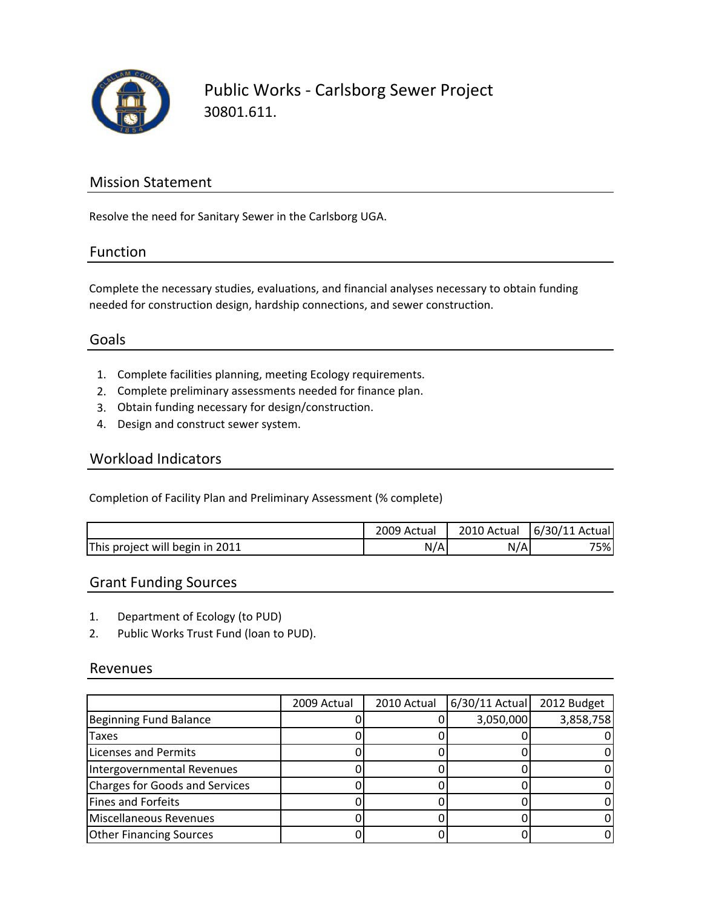# Public Works - Carlsborg Sewer Project

30801.611.

## Mission Statement

Resolve the need for Sanitary Sewer in the Carlsborg UGA.

## Function

Complete the necessary studies, evaluations, and financial analyses necessary to obtain funding needed for construction design, hardship connections, and sewer construction.

## Goals

1. Complete facilities planning, meeting Ecology requirements.
2. Complete preliminary assessments needed for finance plan.
3. Obtain funding necessary for design/construction.
4. Design and construct sewer system.

## Workload Indicators

Completion of Facility Plan and Preliminary Assessment (% complete)

| | 2009 Actual | 2010 Actual | 6/30/11 Actual |
|---|---|---|---|
| This project will begin in 2011 | N/A | N/A | 75% |

## Grant Funding Sources

1. Department of Ecology (to PUD)
2. Public Works Trust Fund (loan to PUD).

## Revenues

| | 2009 Actual | 2010 Actual | 6/30/11 Actual | 2012 Budget |
|---|---|---|---|---|
| Beginning Fund Balance | 0 | 0 | 3,050,000 | 3,858,758 |
| Taxes | 0 | 0 | 0 | 0 |
| Licenses and Permits | 0 | 0 | 0 | 0 |
| Intergovernmental Revenues | 0 | 0 | 0 | 0 |
| Charges for Goods and Services | 0 | 0 | 0 | 0 |
| Fines and Forfeits | 0 | 0 | 0 | 0 |
| Miscellaneous Revenues | 0 | 0 | 0 | 0 |
| Other Financing Sources | 0 | 0 | 0 | 0 |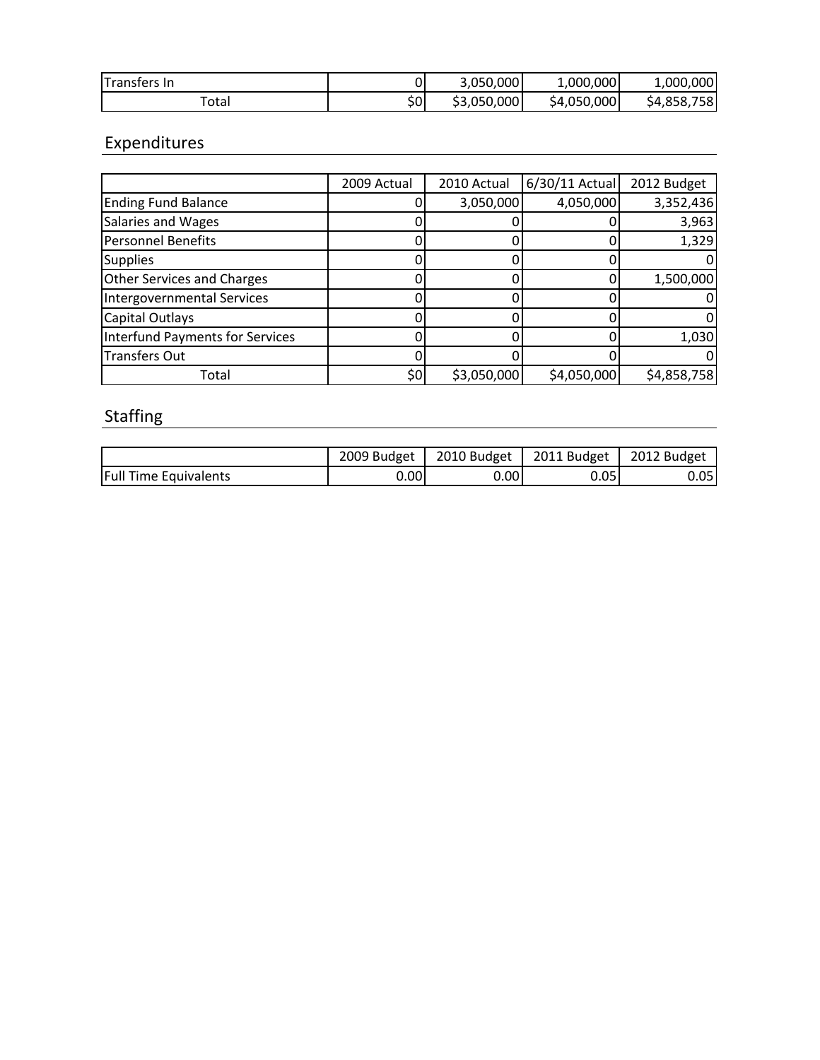| | | | | |
|---|---|---|---|---|
| Transfers In | 0 | 3,050,000 | 1,000,000 | 1,000,000 |
| Total | $0 | $3,050,000 | $4,050,000 | $4,858,758 |

## Expenditures

| | 2009 Actual | 2010 Actual | 6/30/11 Actual | 2012 Budget |
|---|---|---|---|---|
| Ending Fund Balance | 0 | 3,050,000 | 4,050,000 | 3,352,436 |
| Salaries and Wages | 0 | 0 | 0 | 3,963 |
| Personnel Benefits | 0 | 0 | 0 | 1,329 |
| Supplies | 0 | 0 | 0 | 0 |
| Other Services and Charges | 0 | 0 | 0 | 1,500,000 |
| Intergovernmental Services | 0 | 0 | 0 | 0 |
| Capital Outlays | 0 | 0 | 0 | 0 |
| Interfund Payments for Services | 0 | 0 | 0 | 1,030 |
| Transfers Out | 0 | 0 | 0 | 0 |
| Total | $0 | $3,050,000 | $4,050,000 | $4,858,758 |

## Staffing

| | 2009 Budget | 2010 Budget | 2011 Budget | 2012 Budget |
|---|---|---|---|---|
| Full Time Equivalents | 0.00 | 0.00 | 0.05 | 0.05 |